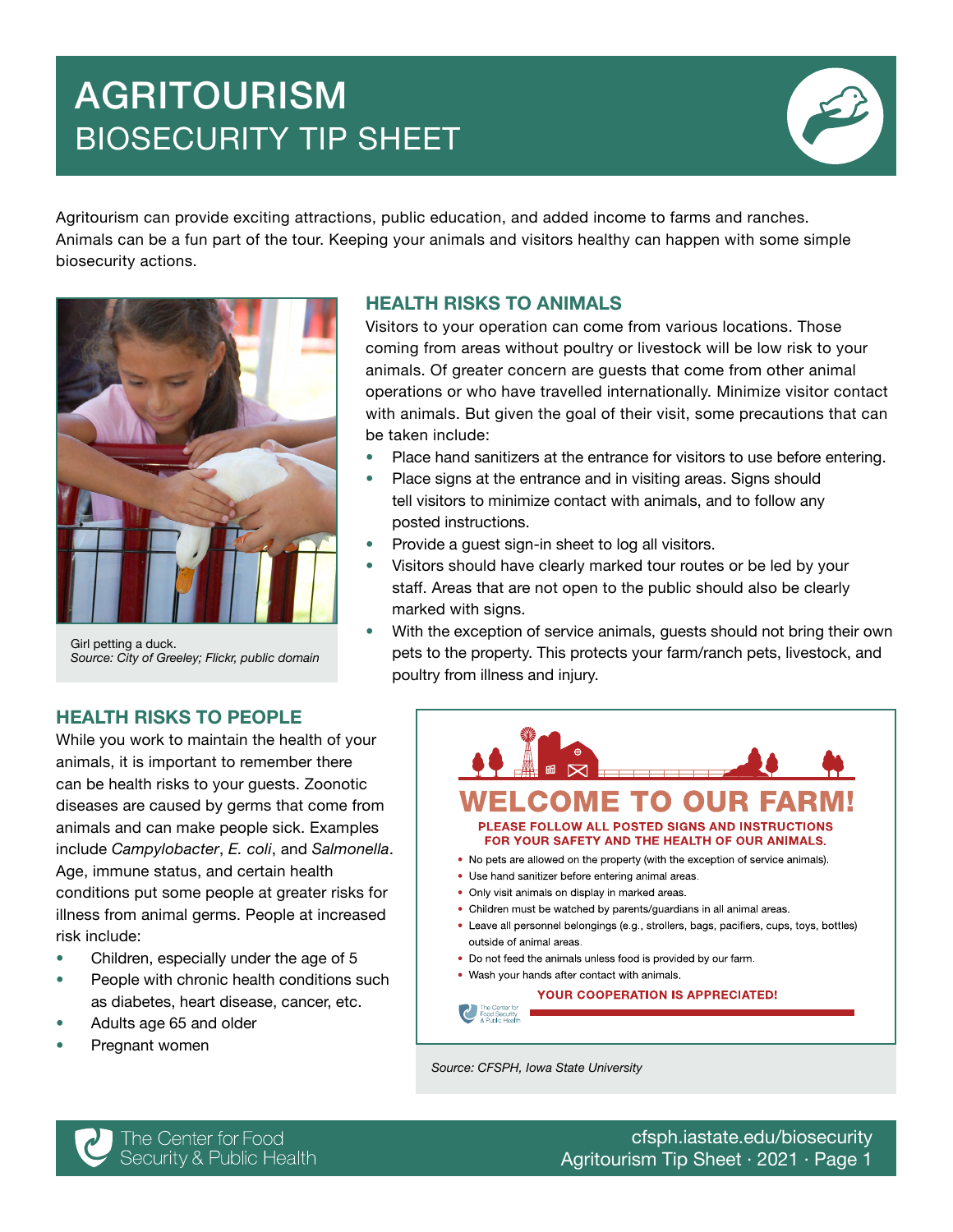# AGRITOURISM
## BIOSECURITY TIP SHEET

Agritourism can provide exciting attractions, public education, and added income to farms and ranches. Animals can be a fun part of the tour. Keeping your animals and visitors healthy can happen with some simple biosecurity actions.

Girl petting a duck.
*Source: City of Greeley; Flickr, public domain*

### HEALTH RISKS TO ANIMALS

Visitors to your operation can come from various locations. Those coming from areas without poultry or livestock will be low risk to your animals. Of greater concern are guests that come from other animal operations or who have travelled internationally. Minimize visitor contact with animals. But given the goal of their visit, some precautions that can be taken include:

- Place hand sanitizers at the entrance for visitors to use before entering.
- Place signs at the entrance and in visiting areas. Signs should tell visitors to minimize contact with animals, and to follow any posted instructions.
- Provide a guest sign-in sheet to log all visitors.
- Visitors should have clearly marked tour routes or be led by your staff. Areas that are not open to the public should also be clearly marked with signs.
- With the exception of service animals, guests should not bring their own pets to the property. This protects your farm/ranch pets, livestock, and poultry from illness and injury.

### HEALTH RISKS TO PEOPLE

While you work to maintain the health of your animals, it is important to remember there can be health risks to your guests. Zoonotic diseases are caused by germs that come from animals and can make people sick. Examples include *Campylobacter*, *E. coli*, and *Salmonella*. Age, immune status, and certain health conditions put some people at greater risks for illness from animal germs. People at increased risk include:

- Children, especially under the age of 5
- People with chronic health conditions such as diabetes, heart disease, cancer, etc.
- Adults age 65 and older
- Pregnant women

**WELCOME TO OUR FARM!**

**PLEASE FOLLOW ALL POSTED SIGNS AND INSTRUCTIONS FOR YOUR SAFETY AND THE HEALTH OF OUR ANIMALS.**

- No pets are allowed on the property (with the exception of service animals).
- Use hand sanitizer before entering animal areas.
- Only visit animals on display in marked areas.
- Children must be watched by parents/guardians in all animal areas.
- Leave all personnel belongings (e.g., strollers, bags, pacifiers, cups, toys, bottles) outside of animal areas.
- Do not feed the animals unless food is provided by our farm.
- Wash your hands after contact with animals.

**YOUR COOPERATION IS APPRECIATED!**

The Center for Food Security & Public Health

*Source: CFSPH, Iowa State University*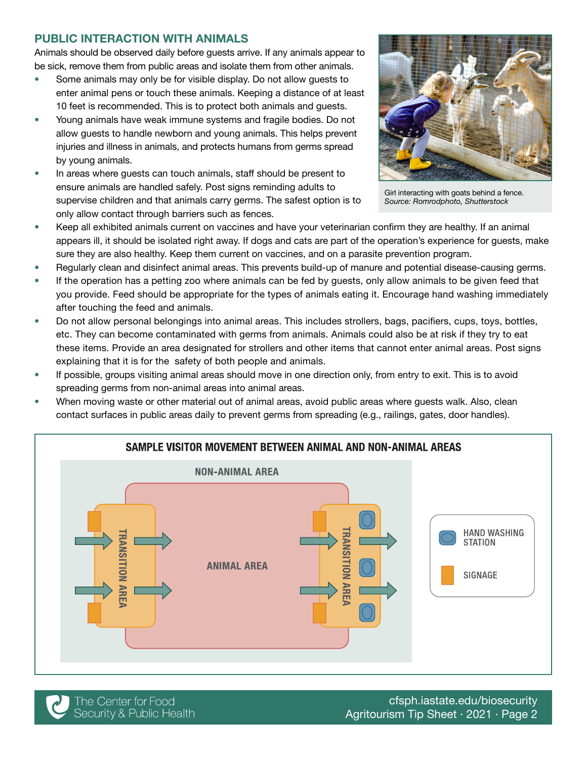## PUBLIC INTERACTION WITH ANIMALS

Animals should be observed daily before guests arrive. If any animals appear to be sick, remove them from public areas and isolate them from other animals.

- Some animals may only be for visible display. Do not allow guests to enter animal pens or touch these animals. Keeping a distance of at least 10 feet is recommended. This is to protect both animals and guests.
- Young animals have weak immune systems and fragile bodies. Do not allow guests to handle newborn and young animals. This helps prevent injuries and illness in animals, and protects humans from germs spread by young animals.
- In areas where guests can touch animals, staff should be present to ensure animals are handled safely. Post signs reminding adults to supervise children and that animals carry germs. The safest option is to only allow contact through barriers such as fences.
- Keep all exhibited animals current on vaccines and have your veterinarian confirm they are healthy. If an animal appears ill, it should be isolated right away. If dogs and cats are part of the operation's experience for guests, make sure they are also healthy. Keep them current on vaccines, and on a parasite prevention program.
- Regularly clean and disinfect animal areas. This prevents build-up of manure and potential disease-causing germs.
- If the operation has a petting zoo where animals can be fed by guests, only allow animals to be given feed that you provide. Feed should be appropriate for the types of animals eating it. Encourage hand washing immediately after touching the feed and animals.
- Do not allow personal belongings into animal areas. This includes strollers, bags, pacifiers, cups, toys, bottles, etc. They can become contaminated with germs from animals. Animals could also be at risk if they try to eat these items. Provide an area designated for strollers and other items that cannot enter animal areas. Post signs explaining that it is for the safety of both people and animals.
- If possible, groups visiting animal areas should move in one direction only, from entry to exit. This is to avoid spreading germs from non-animal areas into animal areas.
- When moving waste or other material out of animal areas, avoid public areas where guests walk. Also, clean contact surfaces in public areas daily to prevent germs from spreading (e.g., railings, gates, door handles).

Girl interacting with goats behind a fence.
*Source: Romrodphoto, Shutterstock*

**SAMPLE VISITOR MOVEMENT BETWEEN ANIMAL AND NON-ANIMAL AREAS**

NON-ANIMAL AREA

TRANSITION AREA

ANIMAL AREA

TRANSITION AREA

HAND WASHING STATION

SIGNAGE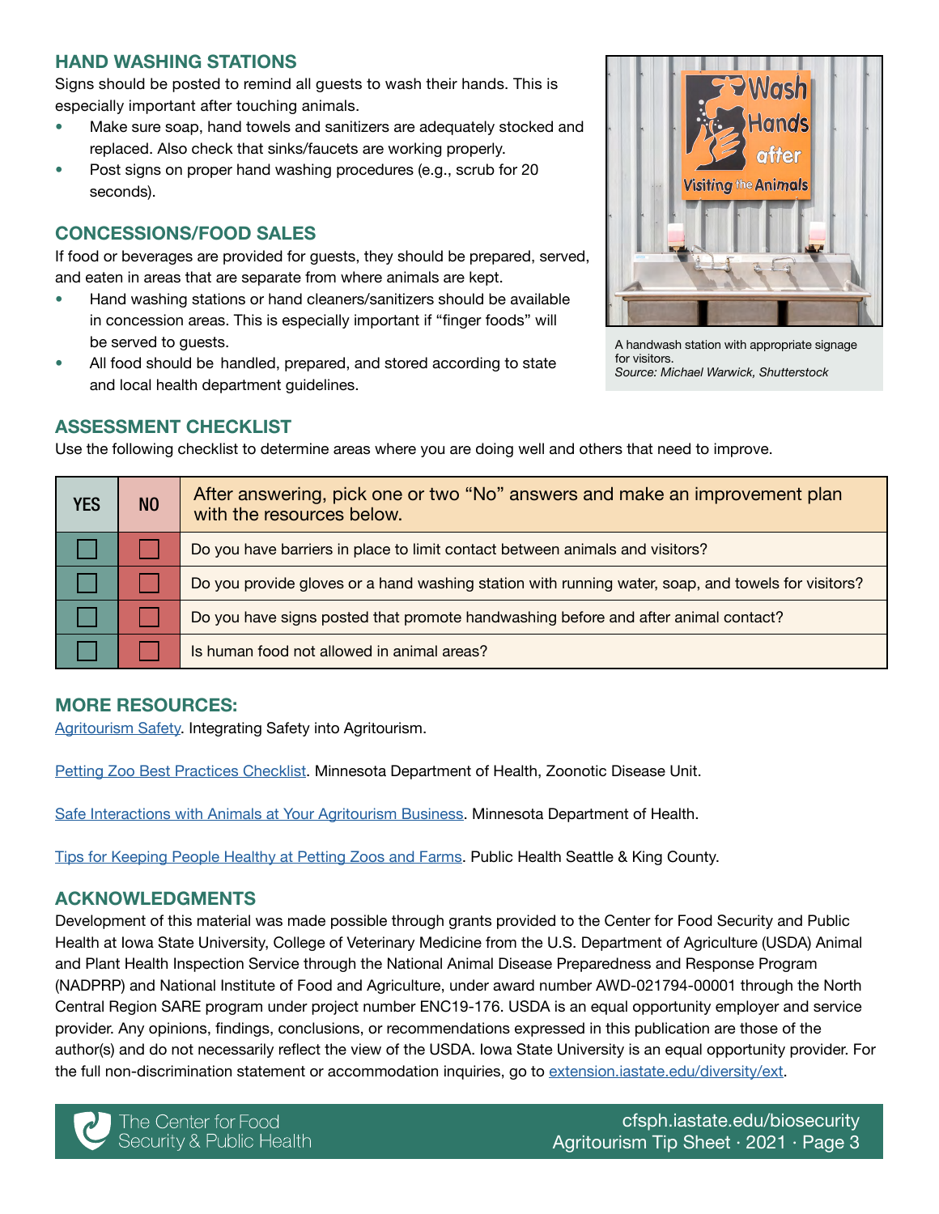## HAND WASHING STATIONS

Signs should be posted to remind all guests to wash their hands. This is especially important after touching animals.

- Make sure soap, hand towels and sanitizers are adequately stocked and replaced. Also check that sinks/faucets are working properly.
- Post signs on proper hand washing procedures (e.g., scrub for 20 seconds).

A handwash station with appropriate signage for visitors.
*Source: Michael Warwick, Shutterstock*

## CONCESSIONS/FOOD SALES

If food or beverages are provided for guests, they should be prepared, served, and eaten in areas that are separate from where animals are kept.

- Hand washing stations or hand cleaners/sanitizers should be available in concession areas. This is especially important if "finger foods" will be served to guests.
- All food should be handled, prepared, and stored according to state and local health department guidelines.

## ASSESSMENT CHECKLIST

Use the following checklist to determine areas where you are doing well and others that need to improve.

| YES | NO | After answering, pick one or two "No" answers and make an improvement plan with the resources below. |
|---|---|---|
| ☐ | ☐ | Do you have barriers in place to limit contact between animals and visitors? |
| ☐ | ☐ | Do you provide gloves or a hand washing station with running water, soap, and towels for visitors? |
| ☐ | ☐ | Do you have signs posted that promote handwashing before and after animal contact? |
| ☐ | ☐ | Is human food not allowed in animal areas? |

## MORE RESOURCES:

Agritourism Safety. Integrating Safety into Agritourism.

Petting Zoo Best Practices Checklist. Minnesota Department of Health, Zoonotic Disease Unit.

Safe Interactions with Animals at Your Agritourism Business. Minnesota Department of Health.

Tips for Keeping People Healthy at Petting Zoos and Farms. Public Health Seattle & King County.

## ACKNOWLEDGMENTS

Development of this material was made possible through grants provided to the Center for Food Security and Public Health at Iowa State University, College of Veterinary Medicine from the U.S. Department of Agriculture (USDA) Animal and Plant Health Inspection Service through the National Animal Disease Preparedness and Response Program (NADPRP) and National Institute of Food and Agriculture, under award number AWD-021794-00001 through the North Central Region SARE program under project number ENC19-176. USDA is an equal opportunity employer and service provider. Any opinions, findings, conclusions, or recommendations expressed in this publication are those of the author(s) and do not necessarily reflect the view of the USDA. Iowa State University is an equal opportunity provider. For the full non-discrimination statement or accommodation inquiries, go to extension.iastate.edu/diversity/ext.

The Center for Food Security & Public Health

cfsph.iastate.edu/biosecurity
Agritourism Tip Sheet · 2021